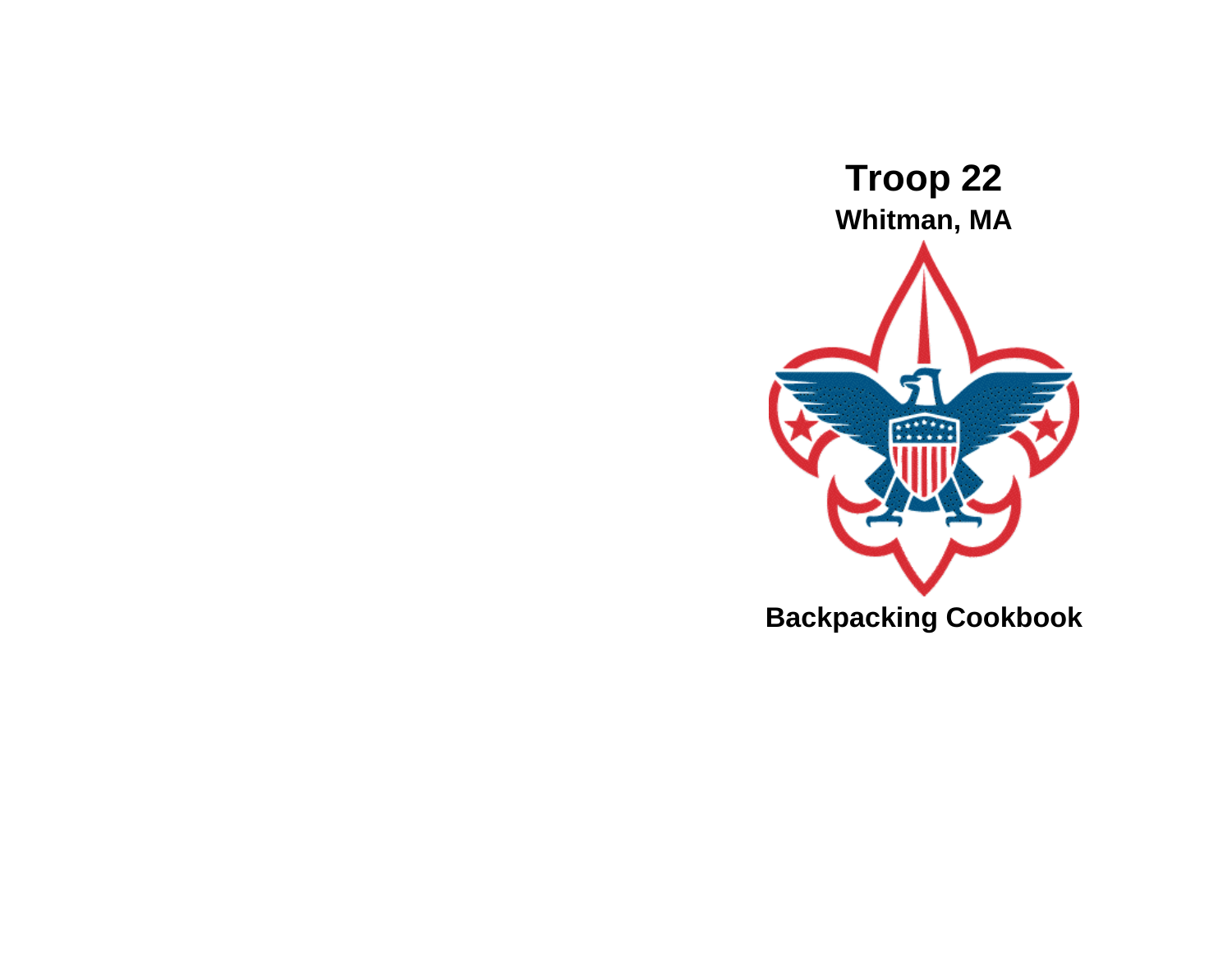# Troop 22

## Whitman, MA

## Backpacking Cookbook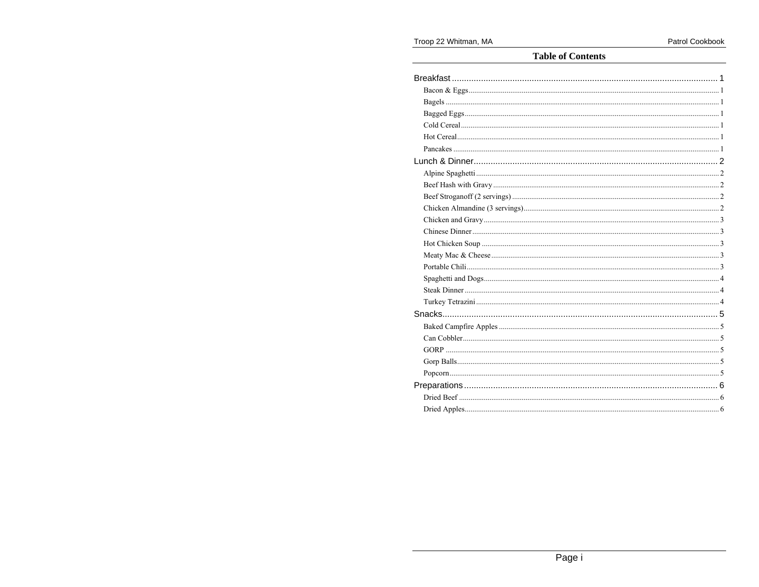## Table of Contents

- Breakfast ... 1
  - Bacon & Eggs ... 1
  - Bagels ... 1
  - Bagged Eggs ... 1
  - Cold Cereal ... 1
  - Hot Cereal ... 1
  - Pancakes ... 1
- Lunch & Dinner ... 2
  - Alpine Spaghetti ... 2
  - Beef Hash with Gravy ... 2
  - Beef Stroganoff (2 servings) ... 2
  - Chicken Almandine (3 servings) ... 2
  - Chicken and Gravy ... 3
  - Chinese Dinner ... 3
  - Hot Chicken Soup ... 3
  - Meaty Mac & Cheese ... 3
  - Portable Chili ... 3
  - Spaghetti and Dogs ... 4
  - Steak Dinner ... 4
  - Turkey Tetrazini ... 4
- Snacks ... 5
  - Baked Campfire Apples ... 5
  - Can Cobbler ... 5
  - GORP ... 5
  - Gorp Balls ... 5
  - Popcorn ... 5
- Preparations ... 6
  - Dried Beef ... 6
  - Dried Apples ... 6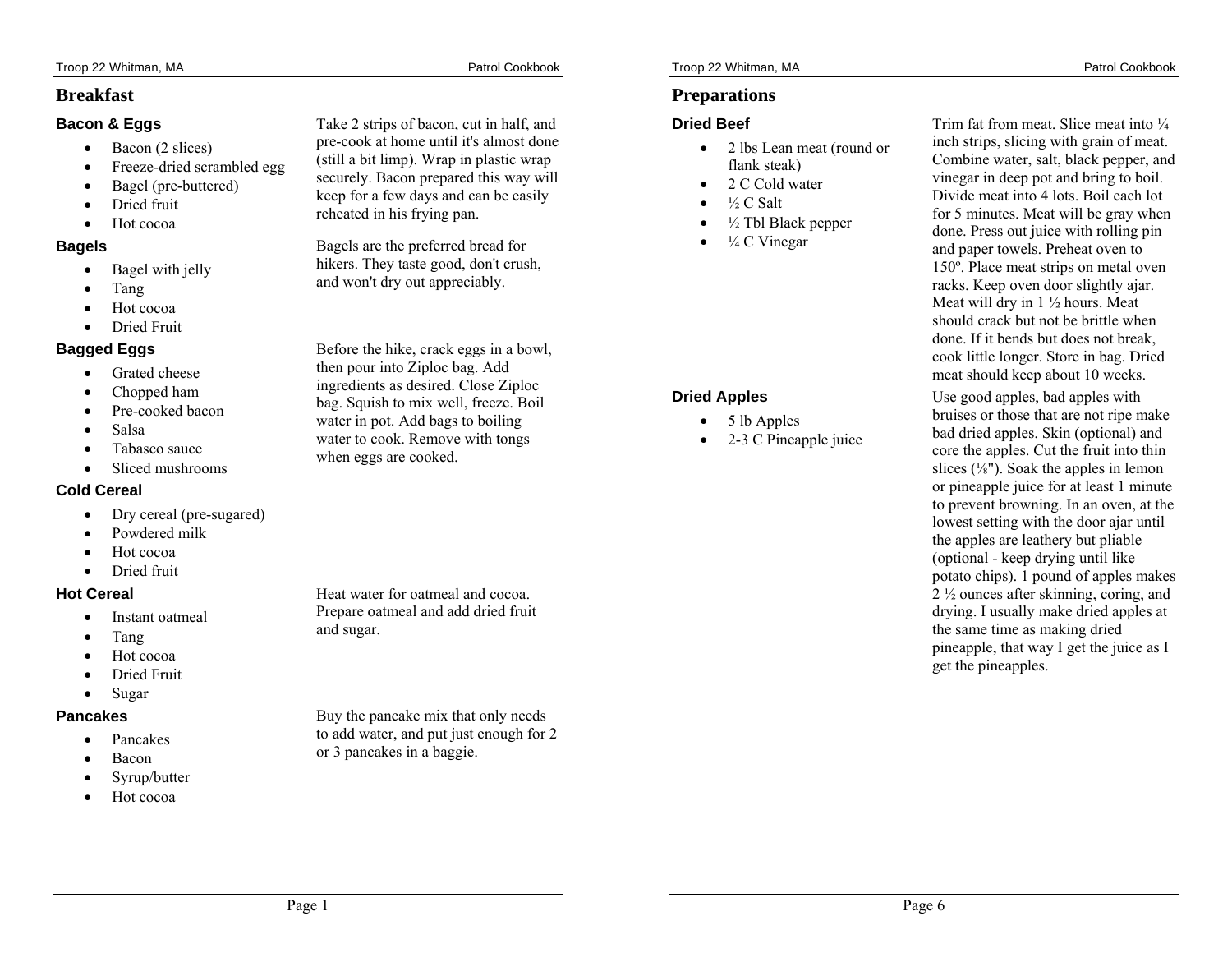## Breakfast

### Bacon & Eggs

- Bacon (2 slices)
- Freeze-dried scrambled egg
- Bagel (pre-buttered)
- Dried fruit
- Hot cocoa

Take 2 strips of bacon, cut in half, and pre-cook at home until it's almost done (still a bit limp). Wrap in plastic wrap securely. Bacon prepared this way will keep for a few days and can be easily reheated in his frying pan.

### Bagels

- Bagel with jelly
- Tang
- Hot cocoa
- Dried Fruit

Bagels are the preferred bread for hikers. They taste good, don't crush, and won't dry out appreciably.

### Bagged Eggs

- Grated cheese
- Chopped ham
- Pre-cooked bacon
- Salsa
- Tabasco sauce
- Sliced mushrooms

Before the hike, crack eggs in a bowl, then pour into Ziploc bag. Add ingredients as desired. Close Ziploc bag. Squish to mix well, freeze. Boil water in pot. Add bags to boiling water to cook. Remove with tongs when eggs are cooked.

### Cold Cereal

- Dry cereal (pre-sugared)
- Powdered milk
- Hot cocoa
- Dried fruit

### Hot Cereal

- Instant oatmeal
- Tang
- Hot cocoa
- Dried Fruit
- Sugar

Heat water for oatmeal and cocoa. Prepare oatmeal and add dried fruit and sugar.

### Pancakes

- Pancakes
- Bacon
- Syrup/butter
- Hot cocoa

Buy the pancake mix that only needs to add water, and put just enough for 2 or 3 pancakes in a baggie.

## Preparations

### Dried Beef

- 2 lbs Lean meat (round or flank steak)
- 2 C Cold water
- ½ C Salt
- ½ Tbl Black pepper
- ¼ C Vinegar

Trim fat from meat. Slice meat into ¼ inch strips, slicing with grain of meat. Combine water, salt, black pepper, and vinegar in deep pot and bring to boil. Divide meat into 4 lots. Boil each lot for 5 minutes. Meat will be gray when done. Press out juice with rolling pin and paper towels. Preheat oven to 150º. Place meat strips on metal oven racks. Keep oven door slightly ajar. Meat will dry in 1 ½ hours. Meat should crack but not be brittle when done. If it bends but does not break, cook little longer. Store in bag. Dried meat should keep about 10 weeks.

### Dried Apples

- 5 lb Apples
- 2-3 C Pineapple juice

Use good apples, bad apples with bruises or those that are not ripe make bad dried apples. Skin (optional) and core the apples. Cut the fruit into thin slices (⅛"). Soak the apples in lemon or pineapple juice for at least 1 minute to prevent browning. In an oven, at the lowest setting with the door ajar until the apples are leathery but pliable (optional - keep drying until like potato chips). 1 pound of apples makes 2 ½ ounces after skinning, coring, and drying. I usually make dried apples at the same time as making dried pineapple, that way I get the juice as I get the pineapples.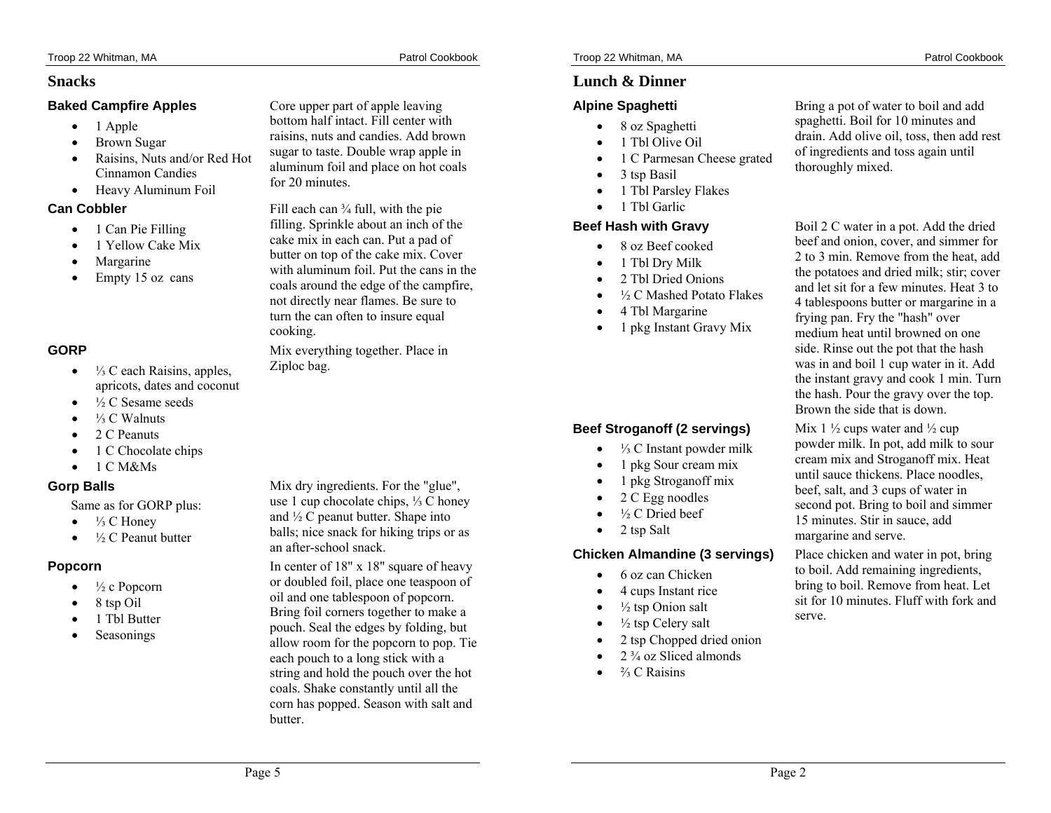## Snacks

### Baked Campfire Apples

- 1 Apple
- Brown Sugar
- Raisins, Nuts and/or Red Hot Cinnamon Candies
- Heavy Aluminum Foil

Core upper part of apple leaving bottom half intact. Fill center with raisins, nuts and candies. Add brown sugar to taste. Double wrap apple in aluminum foil and place on hot coals for 20 minutes.

### Can Cobbler

- 1 Can Pie Filling
- 1 Yellow Cake Mix
- Margarine
- Empty 15 oz cans

Fill each can ¾ full, with the pie filling. Sprinkle about an inch of the cake mix in each can. Put a pad of butter on top of the cake mix. Cover with aluminum foil. Put the cans in the coals around the edge of the campfire, not directly near flames. Be sure to turn the can often to insure equal cooking.

### GORP

- ⅓ C each Raisins, apples, apricots, dates and coconut
- ½ C Sesame seeds
- ⅓ C Walnuts
- 2 C Peanuts
- 1 C Chocolate chips
- 1 C M&Ms

Mix everything together. Place in Ziploc bag.

### Gorp Balls

Same as for GORP plus:

- ⅓ C Honey
- ½ C Peanut butter

Mix dry ingredients. For the "glue", use 1 cup chocolate chips, ⅓ C honey and ½ C peanut butter. Shape into balls; nice snack for hiking trips or as an after-school snack.

### Popcorn

- ½ c Popcorn
- 8 tsp Oil
- 1 Tbl Butter
- Seasonings

In center of 18" x 18" square of heavy or doubled foil, place one teaspoon of oil and one tablespoon of popcorn. Bring foil corners together to make a pouch. Seal the edges by folding, but allow room for the popcorn to pop. Tie each pouch to a long stick with a string and hold the pouch over the hot coals. Shake constantly until all the corn has popped. Season with salt and butter.

## Lunch & Dinner

### Alpine Spaghetti

- 8 oz Spaghetti
- 1 Tbl Olive Oil
- 1 C Parmesan Cheese grated
- 3 tsp Basil
- 1 Tbl Parsley Flakes
- 1 Tbl Garlic

Bring a pot of water to boil and add spaghetti. Boil for 10 minutes and drain. Add olive oil, toss, then add rest of ingredients and toss again until thoroughly mixed.

### Beef Hash with Gravy

- 8 oz Beef cooked
- 1 Tbl Dry Milk
- 2 Tbl Dried Onions
- ½ C Mashed Potato Flakes
- 4 Tbl Margarine
- 1 pkg Instant Gravy Mix

Boil 2 C water in a pot. Add the dried beef and onion, cover, and simmer for 2 to 3 min. Remove from the heat, add the potatoes and dried milk; stir; cover and let sit for a few minutes. Heat 3 to 4 tablespoons butter or margarine in a frying pan. Fry the "hash" over medium heat until browned on one side. Rinse out the pot that the hash was in and boil 1 cup water in it. Add the instant gravy and cook 1 min. Turn the hash. Pour the gravy over the top. Brown the side that is down.

### Beef Stroganoff (2 servings)

- ⅓ C Instant powder milk
- 1 pkg Sour cream mix
- 1 pkg Stroganoff mix
- 2 C Egg noodles
- ½ C Dried beef
- 2 tsp Salt

Mix 1 ½ cups water and ½ cup powder milk. In pot, add milk to sour cream mix and Stroganoff mix. Heat until sauce thickens. Place noodles, beef, salt, and 3 cups of water in second pot. Bring to boil and simmer 15 minutes. Stir in sauce, add margarine and serve.

### Chicken Almandine (3 servings)

- 6 oz can Chicken
- 4 cups Instant rice
- ½ tsp Onion salt
- ½ tsp Celery salt
- 2 tsp Chopped dried onion
- 2 ¾ oz Sliced almonds
- ⅔ C Raisins

Place chicken and water in pot, bring to boil. Add remaining ingredients, bring to boil. Remove from heat. Let sit for 10 minutes. Fluff with fork and serve.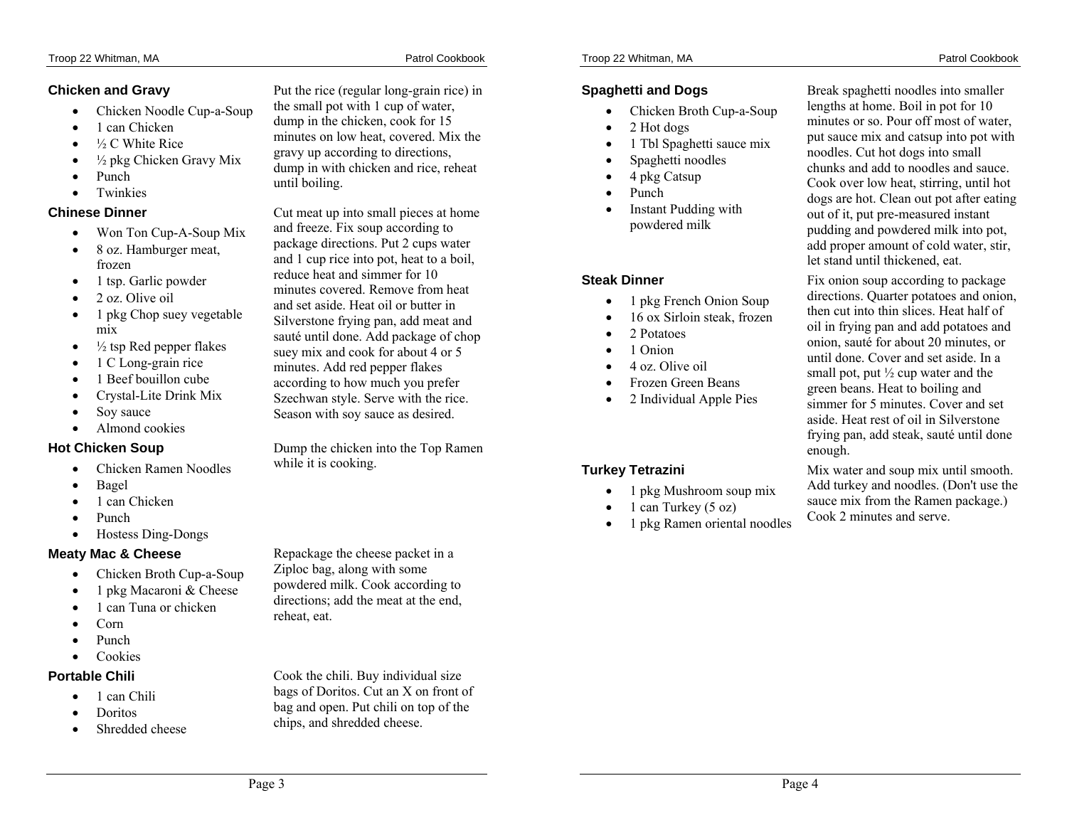### Chicken and Gravy

- Chicken Noodle Cup-a-Soup
- 1 can Chicken
- ½ C White Rice
- ½ pkg Chicken Gravy Mix
- Punch
- Twinkies

Put the rice (regular long-grain rice) in the small pot with 1 cup of water, dump in the chicken, cook for 15 minutes on low heat, covered. Mix the gravy up according to directions, dump in with chicken and rice, reheat until boiling.

### Chinese Dinner

- Won Ton Cup-A-Soup Mix
- 8 oz. Hamburger meat, frozen
- 1 tsp. Garlic powder
- 2 oz. Olive oil
- 1 pkg Chop suey vegetable mix
- ½ tsp Red pepper flakes
- 1 C Long-grain rice
- 1 Beef bouillon cube
- Crystal-Lite Drink Mix
- Soy sauce
- Almond cookies

Cut meat up into small pieces at home and freeze. Fix soup according to package directions. Put 2 cups water and 1 cup rice into pot, heat to a boil, reduce heat and simmer for 10 minutes covered. Remove from heat and set aside. Heat oil or butter in Silverstone frying pan, add meat and sauté until done. Add package of chop suey mix and cook for about 4 or 5 minutes. Add red pepper flakes according to how much you prefer Szechwan style. Serve with the rice. Season with soy sauce as desired.

### Hot Chicken Soup

- Chicken Ramen Noodles
- Bagel
- 1 can Chicken
- Punch
- Hostess Ding-Dongs

Dump the chicken into the Top Ramen while it is cooking.

### Meaty Mac & Cheese

- Chicken Broth Cup-a-Soup
- 1 pkg Macaroni & Cheese
- 1 can Tuna or chicken
- Corn
- Punch
- Cookies

Repackage the cheese packet in a Ziploc bag, along with some powdered milk. Cook according to directions; add the meat at the end, reheat, eat.

### Portable Chili

- 1 can Chili
- Doritos
- Shredded cheese

Cook the chili. Buy individual size bags of Doritos. Cut an X on front of bag and open. Put chili on top of the chips, and shredded cheese.

### Spaghetti and Dogs

- Chicken Broth Cup-a-Soup
- 2 Hot dogs
- 1 Tbl Spaghetti sauce mix
- Spaghetti noodles
- 4 pkg Catsup
- Punch
- Instant Pudding with powdered milk

Break spaghetti noodles into smaller lengths at home. Boil in pot for 10 minutes or so. Pour off most of water, put sauce mix and catsup into pot with noodles. Cut hot dogs into small chunks and add to noodles and sauce. Cook over low heat, stirring, until hot dogs are hot. Clean out pot after eating out of it, put pre-measured instant pudding and powdered milk into pot, add proper amount of cold water, stir, let stand until thickened, eat.

### Steak Dinner

- 1 pkg French Onion Soup
- 16 ox Sirloin steak, frozen
- 2 Potatoes
- 1 Onion
- 4 oz. Olive oil
- Frozen Green Beans
- 2 Individual Apple Pies

Fix onion soup according to package directions. Quarter potatoes and onion, then cut into thin slices. Heat half of oil in frying pan and add potatoes and onion, sauté for about 20 minutes, or until done. Cover and set aside. In a small pot, put ½ cup water and the green beans. Heat to boiling and simmer for 5 minutes. Cover and set aside. Heat rest of oil in Silverstone frying pan, add steak, sauté until done enough.

### Turkey Tetrazini

- 1 pkg Mushroom soup mix
- 1 can Turkey (5 oz)
- 1 pkg Ramen oriental noodles

Mix water and soup mix until smooth. Add turkey and noodles. (Don't use the sauce mix from the Ramen package.) Cook 2 minutes and serve.